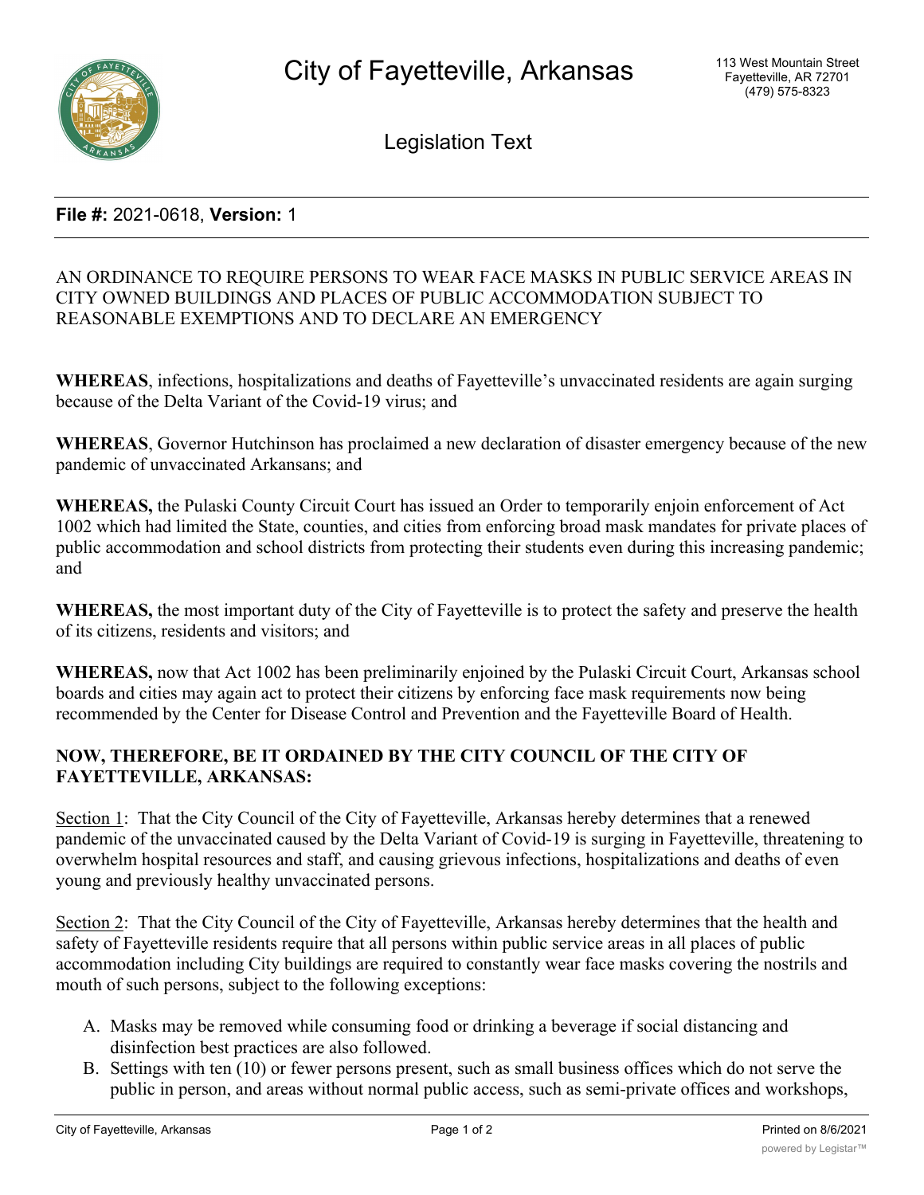# City of Fayetteville, Arkansas

113 West Mountain Street
Fayetteville, AR 72701
(479) 575-8323

## Legislation Text

**File #:** 2021-0618, **Version:** 1

AN ORDINANCE TO REQUIRE PERSONS TO WEAR FACE MASKS IN PUBLIC SERVICE AREAS IN CITY OWNED BUILDINGS AND PLACES OF PUBLIC ACCOMMODATION SUBJECT TO REASONABLE EXEMPTIONS AND TO DECLARE AN EMERGENCY

**WHEREAS**, infections, hospitalizations and deaths of Fayetteville's unvaccinated residents are again surging because of the Delta Variant of the Covid-19 virus; and

**WHEREAS**, Governor Hutchinson has proclaimed a new declaration of disaster emergency because of the new pandemic of unvaccinated Arkansans; and

**WHEREAS,** the Pulaski County Circuit Court has issued an Order to temporarily enjoin enforcement of Act 1002 which had limited the State, counties, and cities from enforcing broad mask mandates for private places of public accommodation and school districts from protecting their students even during this increasing pandemic; and

**WHEREAS,** the most important duty of the City of Fayetteville is to protect the safety and preserve the health of its citizens, residents and visitors; and

**WHEREAS,** now that Act 1002 has been preliminarily enjoined by the Pulaski Circuit Court, Arkansas school boards and cities may again act to protect their citizens by enforcing face mask requirements now being recommended by the Center for Disease Control and Prevention and the Fayetteville Board of Health.

**NOW, THEREFORE, BE IT ORDAINED BY THE CITY COUNCIL OF THE CITY OF FAYETTEVILLE, ARKANSAS:**

Section 1: That the City Council of the City of Fayetteville, Arkansas hereby determines that a renewed pandemic of the unvaccinated caused by the Delta Variant of Covid-19 is surging in Fayetteville, threatening to overwhelm hospital resources and staff, and causing grievous infections, hospitalizations and deaths of even young and previously healthy unvaccinated persons.

Section 2: That the City Council of the City of Fayetteville, Arkansas hereby determines that the health and safety of Fayetteville residents require that all persons within public service areas in all places of public accommodation including City buildings are required to constantly wear face masks covering the nostrils and mouth of such persons, subject to the following exceptions:

A. Masks may be removed while consuming food or drinking a beverage if social distancing and disinfection best practices are also followed.
B. Settings with ten (10) or fewer persons present, such as small business offices which do not serve the public in person, and areas without normal public access, such as semi-private offices and workshops,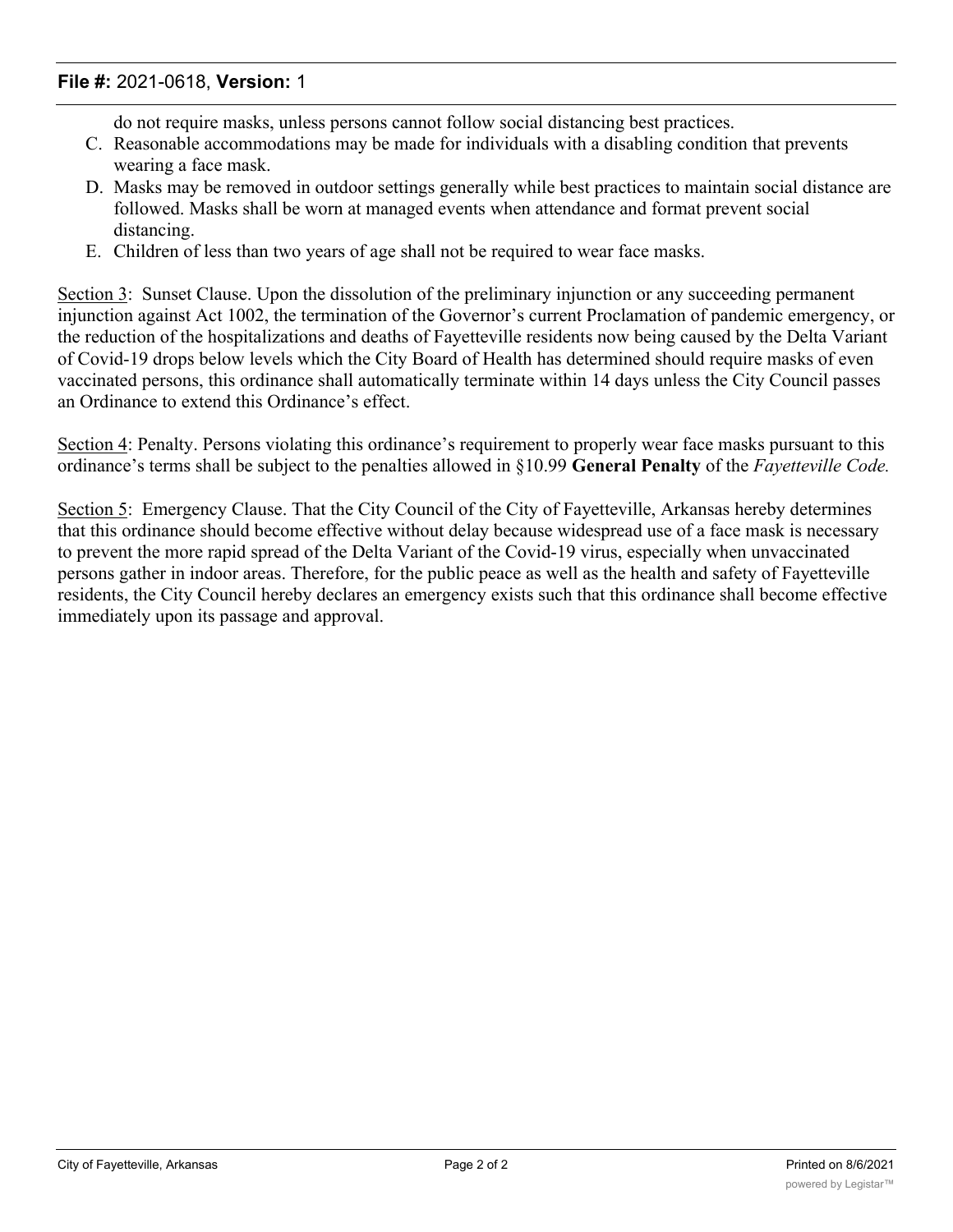do not require masks, unless persons cannot follow social distancing best practices.

C. Reasonable accommodations may be made for individuals with a disabling condition that prevents wearing a face mask.
D. Masks may be removed in outdoor settings generally while best practices to maintain social distance are followed. Masks shall be worn at managed events when attendance and format prevent social distancing.
E. Children of less than two years of age shall not be required to wear face masks.

Section 3: Sunset Clause. Upon the dissolution of the preliminary injunction or any succeeding permanent injunction against Act 1002, the termination of the Governor's current Proclamation of pandemic emergency, or the reduction of the hospitalizations and deaths of Fayetteville residents now being caused by the Delta Variant of Covid-19 drops below levels which the City Board of Health has determined should require masks of even vaccinated persons, this ordinance shall automatically terminate within 14 days unless the City Council passes an Ordinance to extend this Ordinance's effect.

Section 4: Penalty. Persons violating this ordinance's requirement to properly wear face masks pursuant to this ordinance's terms shall be subject to the penalties allowed in §10.99 **General Penalty** of the *Fayetteville Code.*

Section 5: Emergency Clause. That the City Council of the City of Fayetteville, Arkansas hereby determines that this ordinance should become effective without delay because widespread use of a face mask is necessary to prevent the more rapid spread of the Delta Variant of the Covid-19 virus, especially when unvaccinated persons gather in indoor areas. Therefore, for the public peace as well as the health and safety of Fayetteville residents, the City Council hereby declares an emergency exists such that this ordinance shall become effective immediately upon its passage and approval.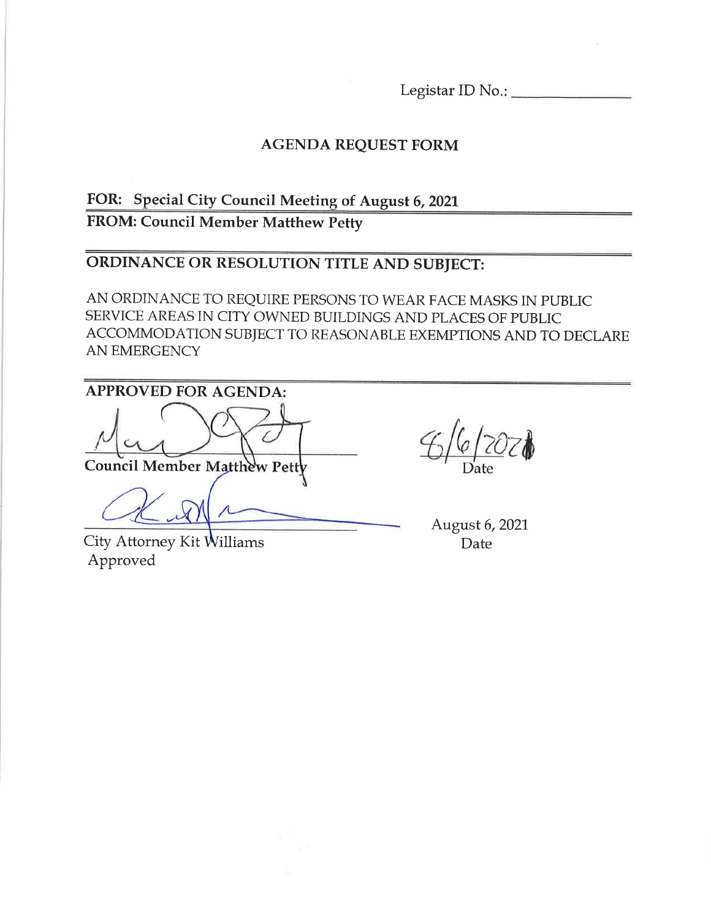Legistar ID No.: _______________

## AGENDA REQUEST FORM

**FOR: Special City Council Meeting of August 6, 2021**

**FROM: Council Member Matthew Petty**

## ORDINANCE OR RESOLUTION TITLE AND SUBJECT:

AN ORDINANCE TO REQUIRE PERSONS TO WEAR FACE MASKS IN PUBLIC SERVICE AREAS IN CITY OWNED BUILDINGS AND PLACES OF PUBLIC ACCOMMODATION SUBJECT TO REASONABLE EXEMPTIONS AND TO DECLARE AN EMERGENCY

**APPROVED FOR AGENDA:**

_______________________________
**Council Member Matthew Petty**

8/6/2021
Date

_______________________________
City Attorney Kit Williams
Approved

August 6, 2021
Date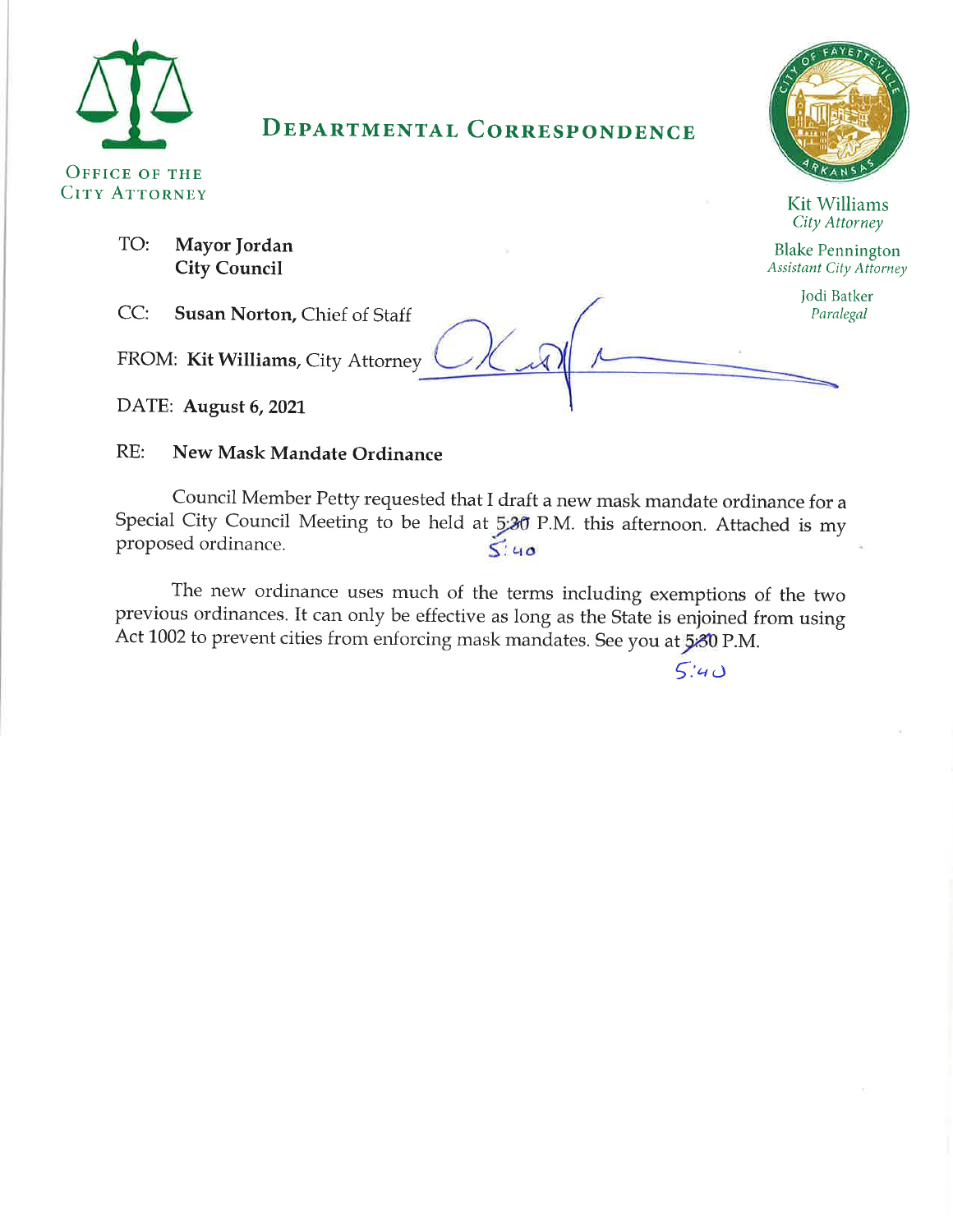# DEPARTMENTAL CORRESPONDENCE

OFFICE OF THE CITY ATTORNEY

Kit Williams
*City Attorney*

Blake Pennington
*Assistant City Attorney*

Jodi Batker
*Paralegal*

TO: **Mayor Jordan**
**City Council**

CC: **Susan Norton,** Chief of Staff

FROM: **Kit Williams,** City Attorney

DATE: **August 6, 2021**

RE: **New Mask Mandate Ordinance**

Council Member Petty requested that I draft a new mask mandate ordinance for a Special City Council Meeting to be held at ~~5:30~~ 5:40 P.M. this afternoon. Attached is my proposed ordinance.

The new ordinance uses much of the terms including exemptions of the two previous ordinances. It can only be effective as long as the State is enjoined from using Act 1002 to prevent cities from enforcing mask mandates. See you at ~~5:30~~ 5:40 P.M.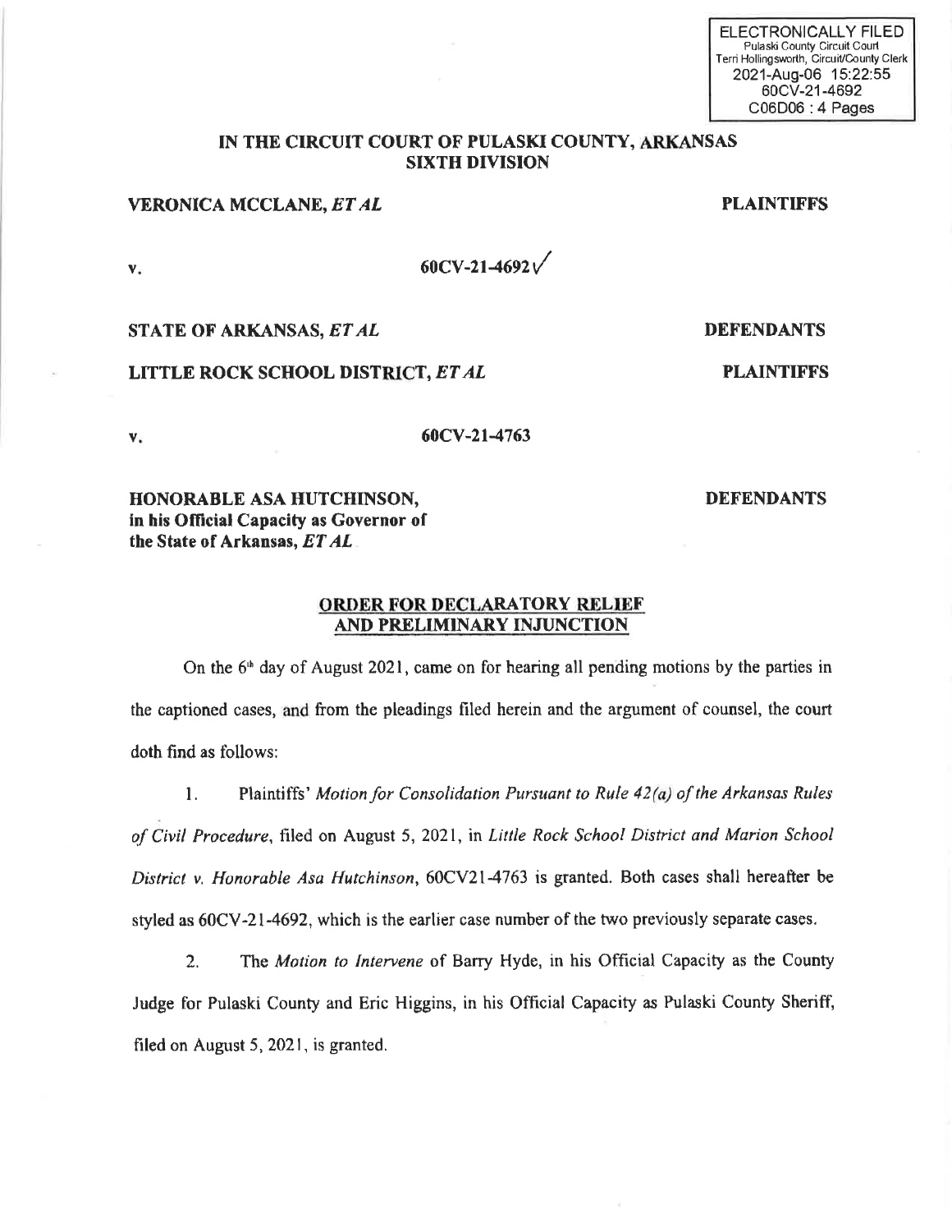ELECTRONICALLY FILED
Pulaski County Circuit Court
Terri Hollingsworth, Circuit/County Clerk
2021-Aug-06 15:22:55
60CV-21-4692
C06D06 : 4 Pages

**IN THE CIRCUIT COURT OF PULASKI COUNTY, ARKANSAS**
**SIXTH DIVISION**

**VERONICA MCCLANE, *ET AL*** **PLAINTIFFS**

**v.** **60CV-21-4692**✓

**STATE OF ARKANSAS, *ET AL*** **DEFENDANTS**

**LITTLE ROCK SCHOOL DISTRICT, *ET AL*** **PLAINTIFFS**

**v.** **60CV-21-4763**

**HONORABLE ASA HUTCHINSON, in his Official Capacity as Governor of the State of Arkansas, *ET AL*** **DEFENDANTS**

## ORDER FOR DECLARATORY RELIEF AND PRELIMINARY INJUNCTION

On the 6th day of August 2021, came on for hearing all pending motions by the parties in the captioned cases, and from the pleadings filed herein and the argument of counsel, the court doth find as follows:

1. Plaintiffs' *Motion for Consolidation Pursuant to Rule 42(a) of the Arkansas Rules of Civil Procedure*, filed on August 5, 2021, in *Little Rock School District and Marion School District v. Honorable Asa Hutchinson*, 60CV21-4763 is granted. Both cases shall hereafter be styled as 60CV-21-4692, which is the earlier case number of the two previously separate cases.

2. The *Motion to Intervene* of Barry Hyde, in his Official Capacity as the County Judge for Pulaski County and Eric Higgins, in his Official Capacity as Pulaski County Sheriff, filed on August 5, 2021, is granted.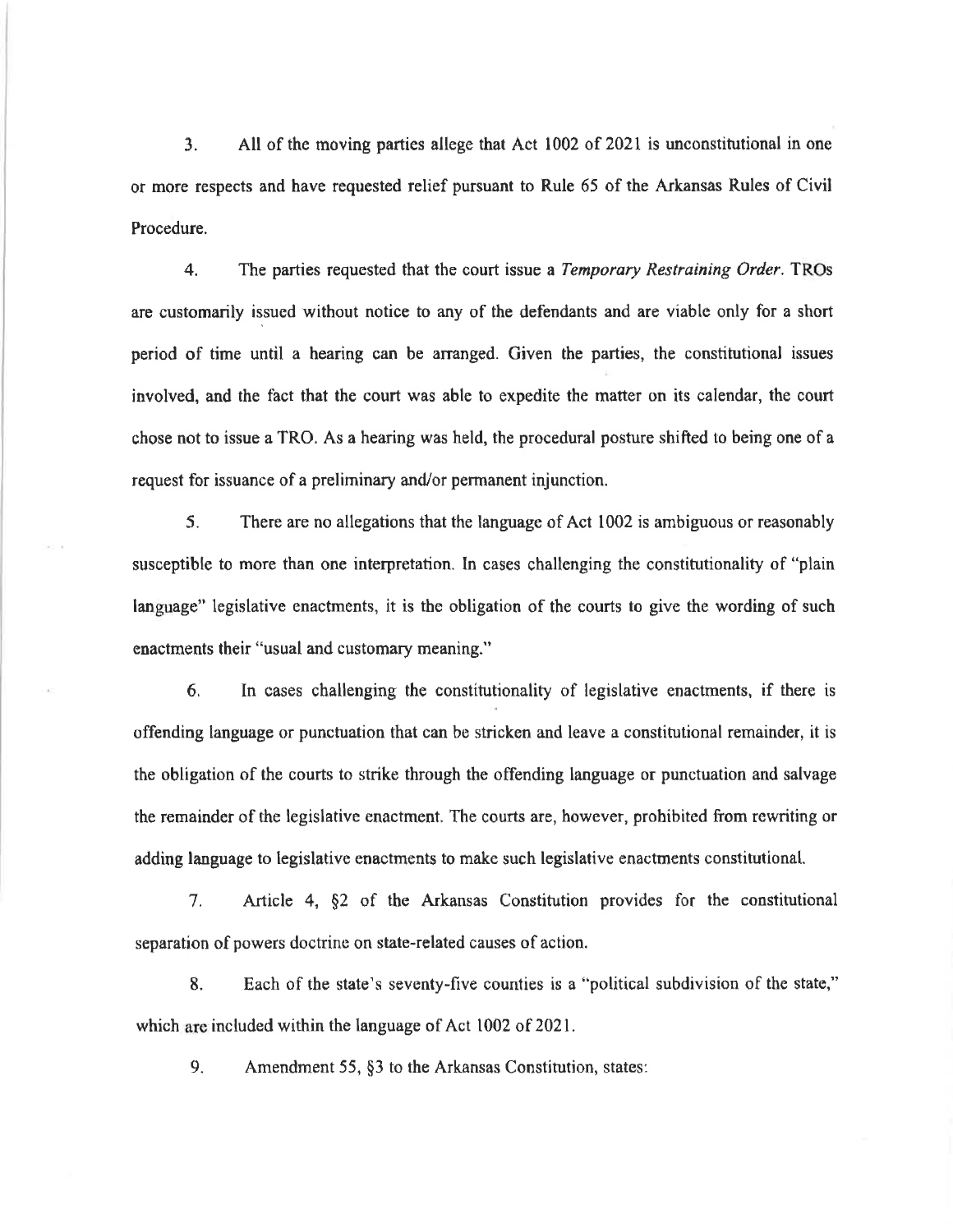3. All of the moving parties allege that Act 1002 of 2021 is unconstitutional in one or more respects and have requested relief pursuant to Rule 65 of the Arkansas Rules of Civil Procedure.

4. The parties requested that the court issue a *Temporary Restraining Order*. TROs are customarily issued without notice to any of the defendants and are viable only for a short period of time until a hearing can be arranged. Given the parties, the constitutional issues involved, and the fact that the court was able to expedite the matter on its calendar, the court chose not to issue a TRO. As a hearing was held, the procedural posture shifted to being one of a request for issuance of a preliminary and/or permanent injunction.

5. There are no allegations that the language of Act 1002 is ambiguous or reasonably susceptible to more than one interpretation. In cases challenging the constitutionality of "plain language" legislative enactments, it is the obligation of the courts to give the wording of such enactments their "usual and customary meaning."

6. In cases challenging the constitutionality of legislative enactments, if there is offending language or punctuation that can be stricken and leave a constitutional remainder, it is the obligation of the courts to strike through the offending language or punctuation and salvage the remainder of the legislative enactment. The courts are, however, prohibited from rewriting or adding language to legislative enactments to make such legislative enactments constitutional.

7. Article 4, §2 of the Arkansas Constitution provides for the constitutional separation of powers doctrine on state-related causes of action.

8. Each of the state's seventy-five counties is a "political subdivision of the state," which are included within the language of Act 1002 of 2021.

9. Amendment 55, §3 to the Arkansas Constitution, states: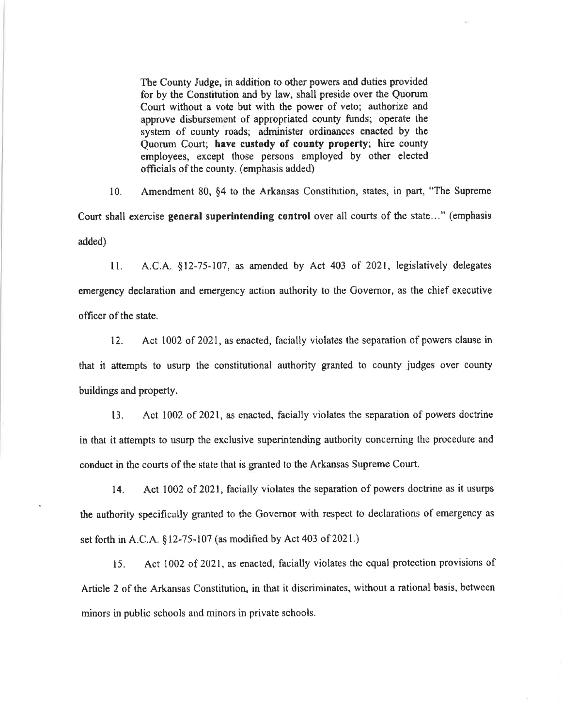> The County Judge, in addition to other powers and duties provided for by the Constitution and by law, shall preside over the Quorum Court without a vote but with the power of veto; authorize and approve disbursement of appropriated county funds; operate the system of county roads; administer ordinances enacted by the Quorum Court; **have custody of county property**; hire county employees, except those persons employed by other elected officials of the county. (emphasis added)

10. Amendment 80, §4 to the Arkansas Constitution, states, in part, "The Supreme Court shall exercise **general superintending control** over all courts of the state..." (emphasis added)

11. A.C.A. §12-75-107, as amended by Act 403 of 2021, legislatively delegates emergency declaration and emergency action authority to the Governor, as the chief executive officer of the state.

12. Act 1002 of 2021, as enacted, facially violates the separation of powers clause in that it attempts to usurp the constitutional authority granted to county judges over county buildings and property.

13. Act 1002 of 2021, as enacted, facially violates the separation of powers doctrine in that it attempts to usurp the exclusive superintending authority concerning the procedure and conduct in the courts of the state that is granted to the Arkansas Supreme Court.

14. Act 1002 of 2021, facially violates the separation of powers doctrine as it usurps the authority specifically granted to the Governor with respect to declarations of emergency as set forth in A.C.A. §12-75-107 (as modified by Act 403 of 2021.)

15. Act 1002 of 2021, as enacted, facially violates the equal protection provisions of Article 2 of the Arkansas Constitution, in that it discriminates, without a rational basis, between minors in public schools and minors in private schools.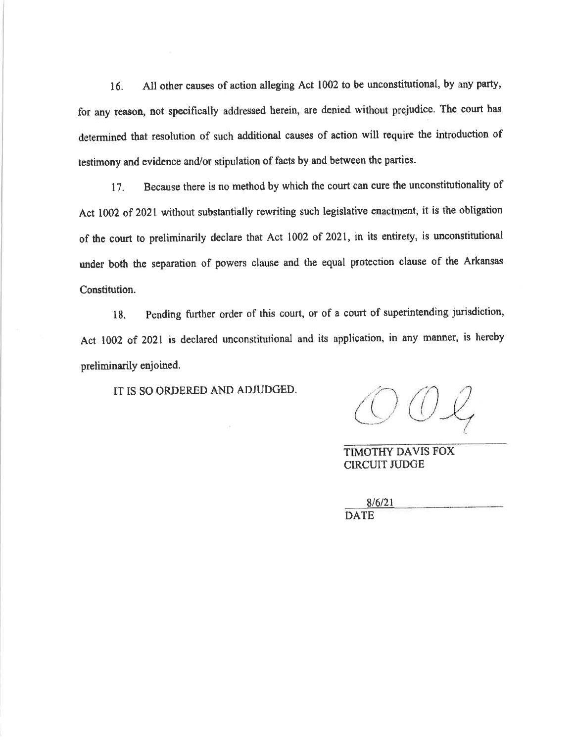16. All other causes of action alleging Act 1002 to be unconstitutional, by any party, for any reason, not specifically addressed herein, are denied without prejudice. The court has determined that resolution of such additional causes of action will require the introduction of testimony and evidence and/or stipulation of facts by and between the parties.

17. Because there is no method by which the court can cure the unconstitutionality of Act 1002 of 2021 without substantially rewriting such legislative enactment, it is the obligation of the court to preliminarily declare that Act 1002 of 2021, in its entirety, is unconstitutional under both the separation of powers clause and the equal protection clause of the Arkansas Constitution.

18. Pending further order of this court, or of a court of superintending jurisdiction, Act 1002 of 2021 is declared unconstitutional and its application, in any manner, is hereby preliminarily enjoined.

IT IS SO ORDERED AND ADJUDGED.

TIMOTHY DAVIS FOX
CIRCUIT JUDGE

8/6/21
DATE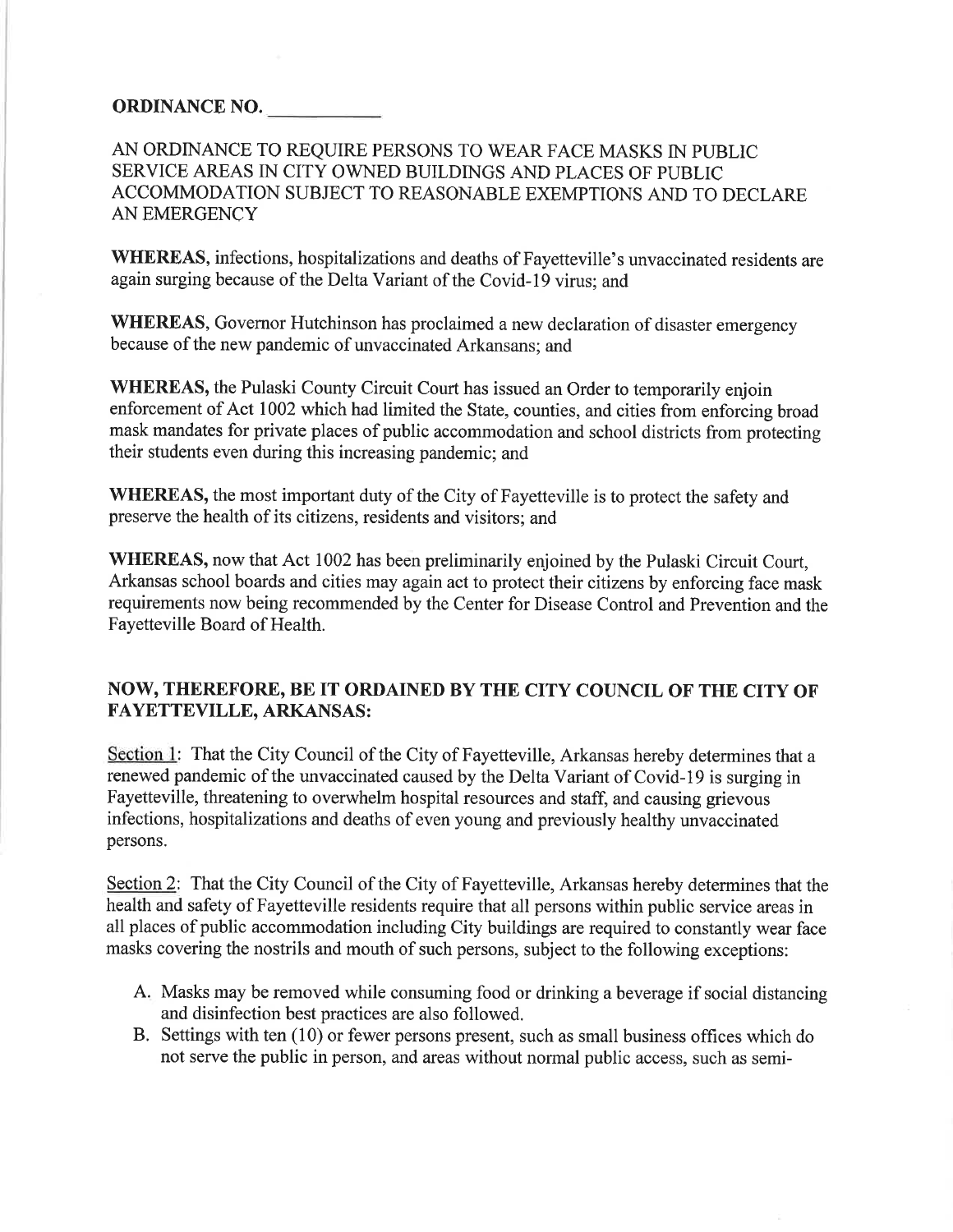**ORDINANCE NO. \_\_\_\_\_\_\_\_\_\_\_\_**

AN ORDINANCE TO REQUIRE PERSONS TO WEAR FACE MASKS IN PUBLIC SERVICE AREAS IN CITY OWNED BUILDINGS AND PLACES OF PUBLIC ACCOMMODATION SUBJECT TO REASONABLE EXEMPTIONS AND TO DECLARE AN EMERGENCY

**WHEREAS,** infections, hospitalizations and deaths of Fayetteville's unvaccinated residents are again surging because of the Delta Variant of the Covid-19 virus; and

**WHEREAS**, Governor Hutchinson has proclaimed a new declaration of disaster emergency because of the new pandemic of unvaccinated Arkansans; and

**WHEREAS,** the Pulaski County Circuit Court has issued an Order to temporarily enjoin enforcement of Act 1002 which had limited the State, counties, and cities from enforcing broad mask mandates for private places of public accommodation and school districts from protecting their students even during this increasing pandemic; and

**WHEREAS,** the most important duty of the City of Fayetteville is to protect the safety and preserve the health of its citizens, residents and visitors; and

**WHEREAS,** now that Act 1002 has been preliminarily enjoined by the Pulaski Circuit Court, Arkansas school boards and cities may again act to protect their citizens by enforcing face mask requirements now being recommended by the Center for Disease Control and Prevention and the Fayetteville Board of Health.

**NOW, THEREFORE, BE IT ORDAINED BY THE CITY COUNCIL OF THE CITY OF FAYETTEVILLE, ARKANSAS:**

Section 1: That the City Council of the City of Fayetteville, Arkansas hereby determines that a renewed pandemic of the unvaccinated caused by the Delta Variant of Covid-19 is surging in Fayetteville, threatening to overwhelm hospital resources and staff, and causing grievous infections, hospitalizations and deaths of even young and previously healthy unvaccinated persons.

Section 2: That the City Council of the City of Fayetteville, Arkansas hereby determines that the health and safety of Fayetteville residents require that all persons within public service areas in all places of public accommodation including City buildings are required to constantly wear face masks covering the nostrils and mouth of such persons, subject to the following exceptions:

A. Masks may be removed while consuming food or drinking a beverage if social distancing and disinfection best practices are also followed.
B. Settings with ten (10) or fewer persons present, such as small business offices which do not serve the public in person, and areas without normal public access, such as semi-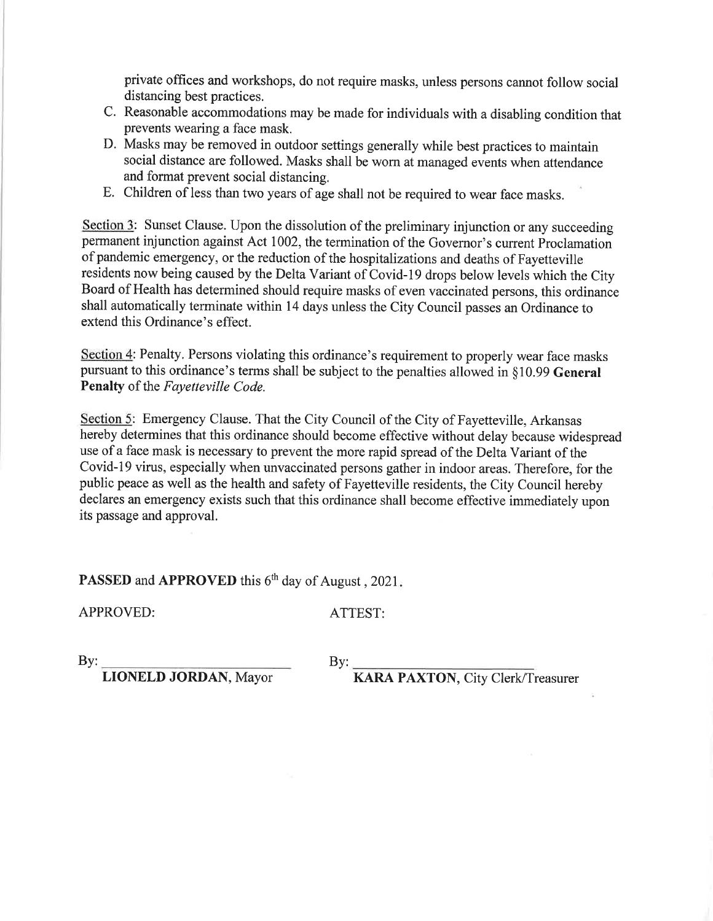private offices and workshops, do not require masks, unless persons cannot follow social distancing best practices.

C. Reasonable accommodations may be made for individuals with a disabling condition that prevents wearing a face mask.
D. Masks may be removed in outdoor settings generally while best practices to maintain social distance are followed. Masks shall be worn at managed events when attendance and format prevent social distancing.
E. Children of less than two years of age shall not be required to wear face masks.

Section 3: Sunset Clause. Upon the dissolution of the preliminary injunction or any succeeding permanent injunction against Act 1002, the termination of the Governor's current Proclamation of pandemic emergency, or the reduction of the hospitalizations and deaths of Fayetteville residents now being caused by the Delta Variant of Covid-19 drops below levels which the City Board of Health has determined should require masks of even vaccinated persons, this ordinance shall automatically terminate within 14 days unless the City Council passes an Ordinance to extend this Ordinance's effect.

Section 4: Penalty. Persons violating this ordinance's requirement to properly wear face masks pursuant to this ordinance's terms shall be subject to the penalties allowed in §10.99 **General Penalty** of the *Fayetteville Code.*

Section 5: Emergency Clause. That the City Council of the City of Fayetteville, Arkansas hereby determines that this ordinance should become effective without delay because widespread use of a face mask is necessary to prevent the more rapid spread of the Delta Variant of the Covid-19 virus, especially when unvaccinated persons gather in indoor areas. Therefore, for the public peace as well as the health and safety of Fayetteville residents, the City Council hereby declares an emergency exists such that this ordinance shall become effective immediately upon its passage and approval.

**PASSED** and **APPROVED** this 6th day of August, 2021.

APPROVED:

By: ______________________
**LIONELD JORDAN**, Mayor

ATTEST:

By: ______________________
**KARA PAXTON**, City Clerk/Treasurer